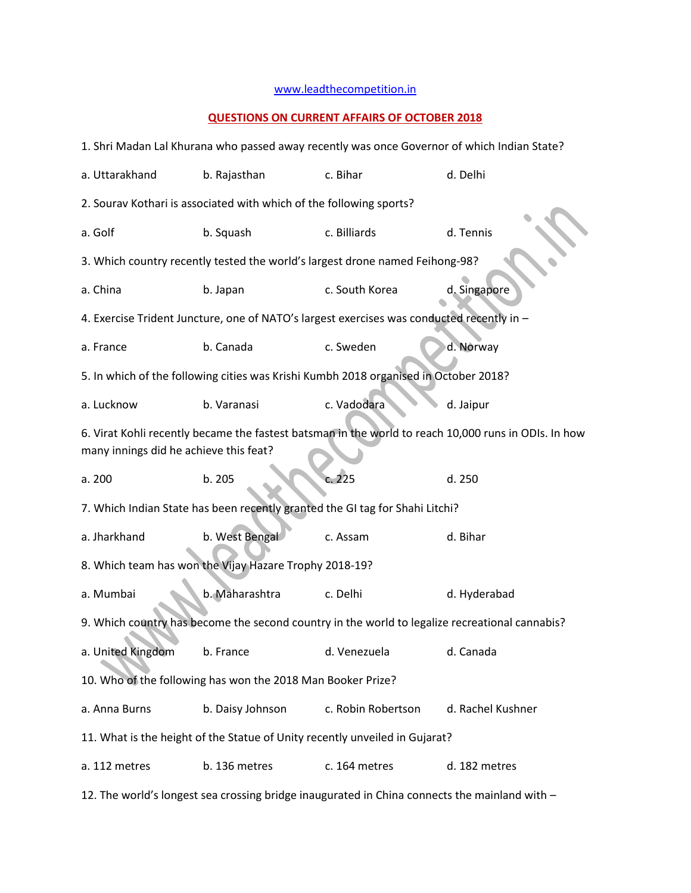www.leadthecompetition.in

## QUESTIONS ON CURRENT AFFAIRS OF OCTOBER 2018

1. Shri Madan Lal Khurana who passed away recently was once Governor of which Indian State?

a. Uttarakhand b. Rajasthan c. Bihar d. Delhi

2. Sourav Kothari is associated with which of the following sports?

a. Golf b. Squash c. Billiards d. Tennis

3. Which country recently tested the world's largest drone named Feihong-98?

a. China b. Japan c. South Korea d. Singapore

4. Exercise Trident Juncture, one of NATO's largest exercises was conducted recently in –

a. France b. Canada c. Sweden d. Norway

5. In which of the following cities was Krishi Kumbh 2018 organised in October 2018?

a. Lucknow b. Varanasi c. Vadodara d. Jaipur

6. Virat Kohli recently became the fastest batsman in the world to reach 10,000 runs in ODIs. In how many innings did he achieve this feat?

a. 200 b. 205 c. 225 d. 250

7. Which Indian State has been recently granted the GI tag for Shahi Litchi?

a. Jharkhand b. West Bengal c. Assam d. Bihar

8. Which team has won the Vijay Hazare Trophy 2018-19?

a. Mumbai b. Maharashtra c. Delhi d. Hyderabad

9. Which country has become the second country in the world to legalize recreational cannabis?

a. United Kingdom b. France d. Venezuela d. Canada

10. Who of the following has won the 2018 Man Booker Prize?

a. Anna Burns b. Daisy Johnson c. Robin Robertson d. Rachel Kushner

11. What is the height of the Statue of Unity recently unveiled in Gujarat?

a. 112 metres b. 136 metres c. 164 metres d. 182 metres

12. The world's longest sea crossing bridge inaugurated in China connects the mainland with –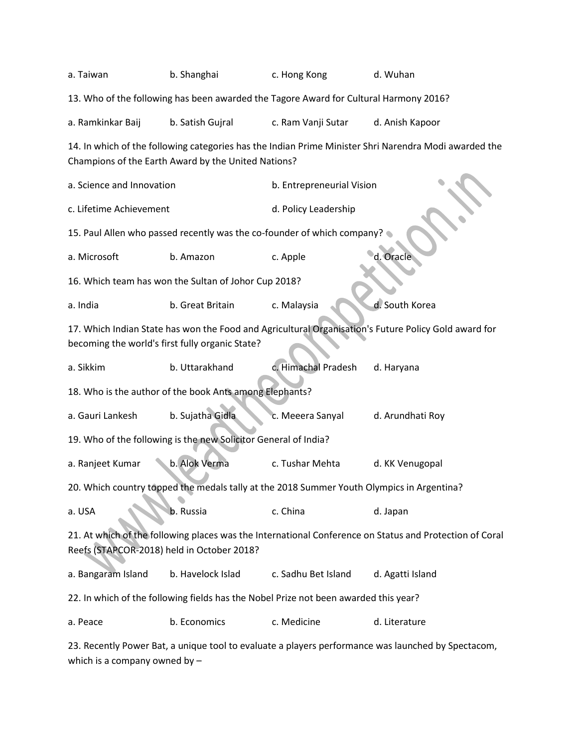a. Taiwan b. Shanghai c. Hong Kong d. Wuhan

13. Who of the following has been awarded the Tagore Award for Cultural Harmony 2016?

a. Ramkinkar Baij b. Satish Gujral c. Ram Vanji Sutar d. Anish Kapoor

14. In which of the following categories has the Indian Prime Minister Shri Narendra Modi awarded the Champions of the Earth Award by the United Nations?

a. Science and Innovation b. Entrepreneurial Vision

c. Lifetime Achievement d. Policy Leadership

15. Paul Allen who passed recently was the co-founder of which company?

a. Microsoft b. Amazon c. Apple d. Oracle

16. Which team has won the Sultan of Johor Cup 2018?

a. India b. Great Britain c. Malaysia d. South Korea

17. Which Indian State has won the Food and Agricultural Organisation's Future Policy Gold award for becoming the world's first fully organic State?

a. Sikkim b. Uttarakhand c. Himachal Pradesh d. Haryana

18. Who is the author of the book Ants among Elephants?

a. Gauri Lankesh b. Sujatha Gidla c. Meeera Sanyal d. Arundhati Roy

19. Who of the following is the new Solicitor General of India?

a. Ranjeet Kumar b. Alok Verma c. Tushar Mehta d. KK Venugopal

20. Which country topped the medals tally at the 2018 Summer Youth Olympics in Argentina?

a. USA b. Russia c. China d. Japan

21. At which of the following places was the International Conference on Status and Protection of Coral Reefs (STAPCOR-2018) held in October 2018?

a. Bangaram Island b. Havelock Islad c. Sadhu Bet Island d. Agatti Island

22. In which of the following fields has the Nobel Prize not been awarded this year?

a. Peace b. Economics c. Medicine d. Literature

23. Recently Power Bat, a unique tool to evaluate a players performance was launched by Spectacom, which is a company owned by –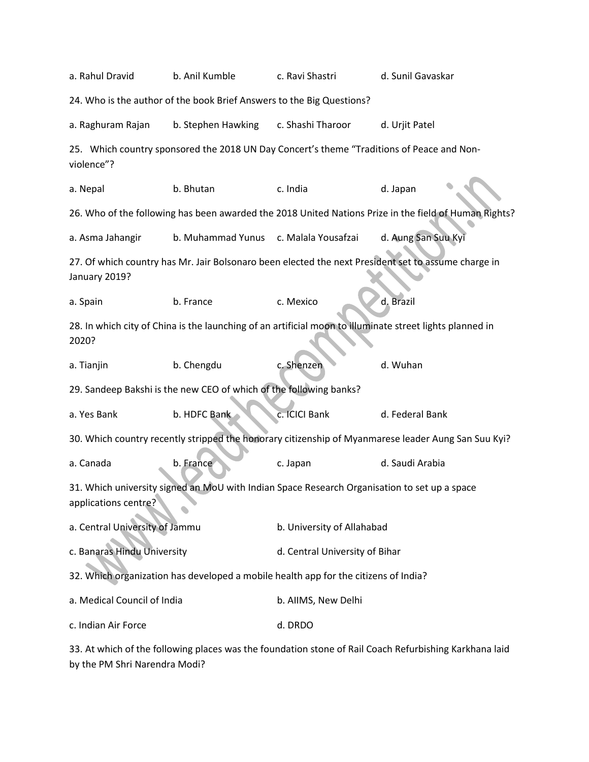a. Rahul Dravid b. Anil Kumble c. Ravi Shastri d. Sunil Gavaskar

24. Who is the author of the book Brief Answers to the Big Questions?

a. Raghuram Rajan b. Stephen Hawking c. Shashi Tharoor d. Urjit Patel

25. Which country sponsored the 2018 UN Day Concert's theme "Traditions of Peace and Non-violence"?

a. Nepal b. Bhutan c. India d. Japan

26. Who of the following has been awarded the 2018 United Nations Prize in the field of Human Rights?

a. Asma Jahangir b. Muhammad Yunus c. Malala Yousafzai d. Aung San Suu Kyi

27. Of which country has Mr. Jair Bolsonaro been elected the next President set to assume charge in January 2019?

a. Spain b. France c. Mexico d. Brazil

28. In which city of China is the launching of an artificial moon to illuminate street lights planned in 2020?

a. Tianjin b. Chengdu c. Shenzen d. Wuhan

29. Sandeep Bakshi is the new CEO of which of the following banks?

a. Yes Bank b. HDFC Bank c. ICICI Bank d. Federal Bank

30. Which country recently stripped the honorary citizenship of Myanmarese leader Aung San Suu Kyi?

a. Canada b. France c. Japan d. Saudi Arabia

31. Which university signed an MoU with Indian Space Research Organisation to set up a space applications centre?

a. Central University of Jammu b. University of Allahabad

c. Banaras Hindu University d. Central University of Bihar

32. Which organization has developed a mobile health app for the citizens of India?

a. Medical Council of India b. AIIMS, New Delhi

c. Indian Air Force d. DRDO

33. At which of the following places was the foundation stone of Rail Coach Refurbishing Karkhana laid by the PM Shri Narendra Modi?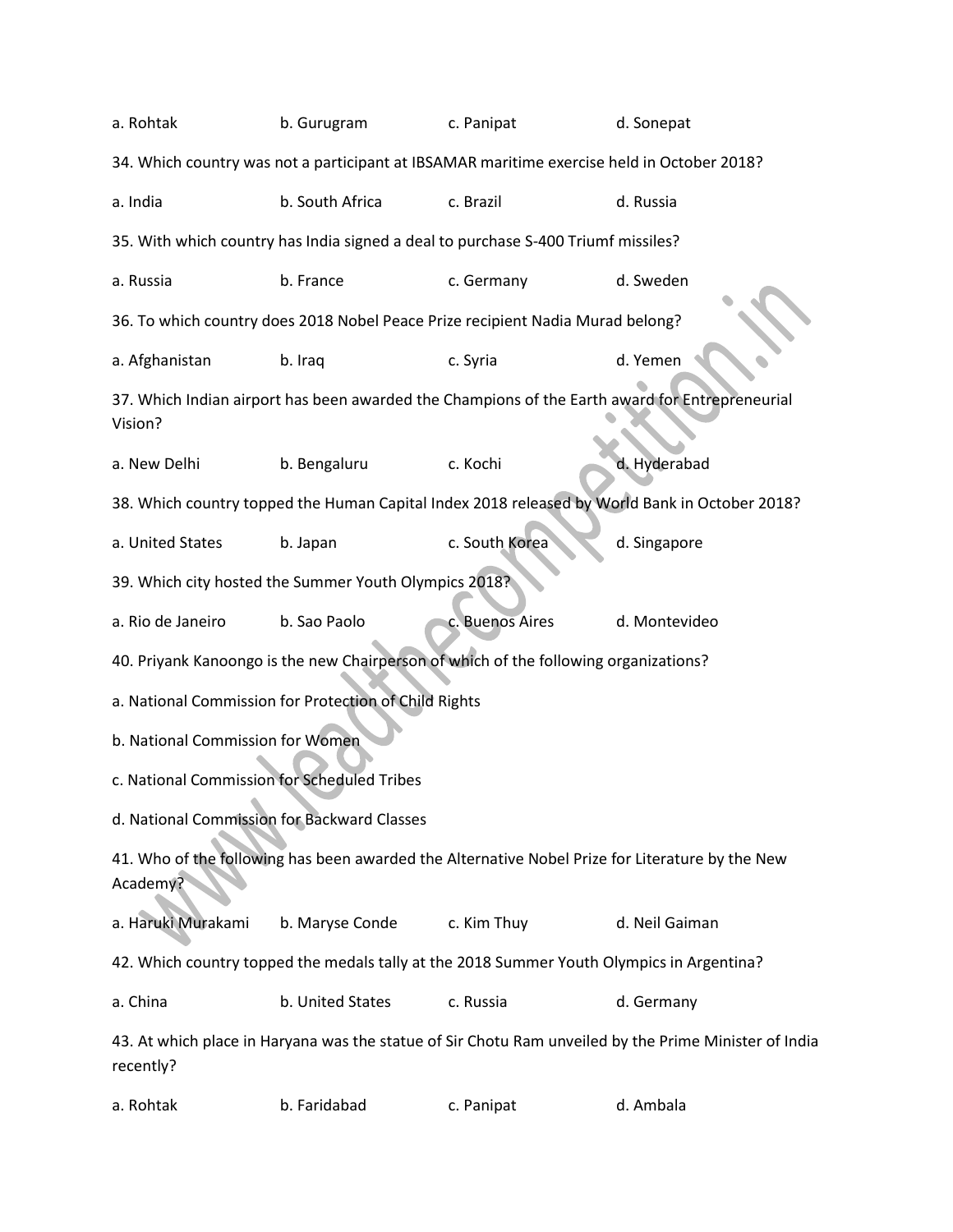a. Rohtak b. Gurugram c. Panipat d. Sonepat

34. Which country was not a participant at IBSAMAR maritime exercise held in October 2018?

a. India b. South Africa c. Brazil d. Russia

35. With which country has India signed a deal to purchase S-400 Triumf missiles?

a. Russia b. France c. Germany d. Sweden

36. To which country does 2018 Nobel Peace Prize recipient Nadia Murad belong?

a. Afghanistan b. Iraq c. Syria d. Yemen

37. Which Indian airport has been awarded the Champions of the Earth award for Entrepreneurial Vision?

a. New Delhi b. Bengaluru c. Kochi d. Hyderabad

38. Which country topped the Human Capital Index 2018 released by World Bank in October 2018?

a. United States b. Japan c. South Korea d. Singapore

39. Which city hosted the Summer Youth Olympics 2018?

a. Rio de Janeiro b. Sao Paolo c. Buenos Aires d. Montevideo

40. Priyank Kanoongo is the new Chairperson of which of the following organizations?

a. National Commission for Protection of Child Rights

b. National Commission for Women

c. National Commission for Scheduled Tribes

d. National Commission for Backward Classes

41. Who of the following has been awarded the Alternative Nobel Prize for Literature by the New Academy?

a. Haruki Murakami b. Maryse Conde c. Kim Thuy d. Neil Gaiman

42. Which country topped the medals tally at the 2018 Summer Youth Olympics in Argentina?

a. China b. United States c. Russia d. Germany

43. At which place in Haryana was the statue of Sir Chotu Ram unveiled by the Prime Minister of India recently?

a. Rohtak b. Faridabad c. Panipat d. Ambala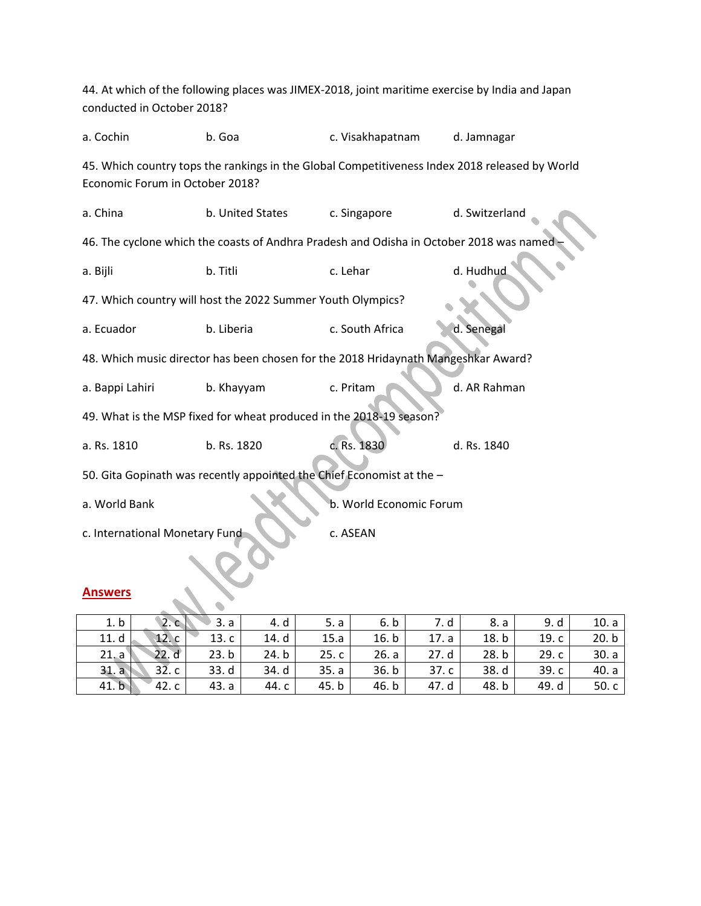44. At which of the following places was JIMEX-2018, joint maritime exercise by India and Japan conducted in October 2018?

a. Cochin b. Goa c. Visakhapatnam d. Jamnagar

45. Which country tops the rankings in the Global Competitiveness Index 2018 released by World Economic Forum in October 2018?

a. China b. United States c. Singapore d. Switzerland

46. The cyclone which the coasts of Andhra Pradesh and Odisha in October 2018 was named –

a. Bijli b. Titli c. Lehar d. Hudhud

47. Which country will host the 2022 Summer Youth Olympics?

a. Ecuador b. Liberia c. South Africa d. Senegal

48. Which music director has been chosen for the 2018 Hridaynath Mangeshkar Award?

a. Bappi Lahiri b. Khayyam c. Pritam d. AR Rahman

49. What is the MSP fixed for wheat produced in the 2018-19 season?

a. Rs. 1810 b. Rs. 1820 c. Rs. 1830 d. Rs. 1840

50. Gita Gopinath was recently appointed the Chief Economist at the –

a. World Bank b. World Economic Forum

c. International Monetary Fund c. ASEAN

## Answers

| | | | | | | | | | |
|---|---|---|---|---|---|---|---|---|---|
| 1. b | 2. c | 3. a | 4. d | 5. a | 6. b | 7. d | 8. a | 9. d | 10. a |
| 11. d | 12. c | 13. c | 14. d | 15.a | 16. b | 17. a | 18. b | 19. c | 20. b |
| 21. a | 22. d | 23. b | 24. b | 25. c | 26. a | 27. d | 28. b | 29. c | 30. a |
| 31. a | 32. c | 33. d | 34. d | 35. a | 36. b | 37. c | 38. d | 39. c | 40. a |
| 41. b | 42. c | 43. a | 44. c | 45. b | 46. b | 47. d | 48. b | 49. d | 50. c |